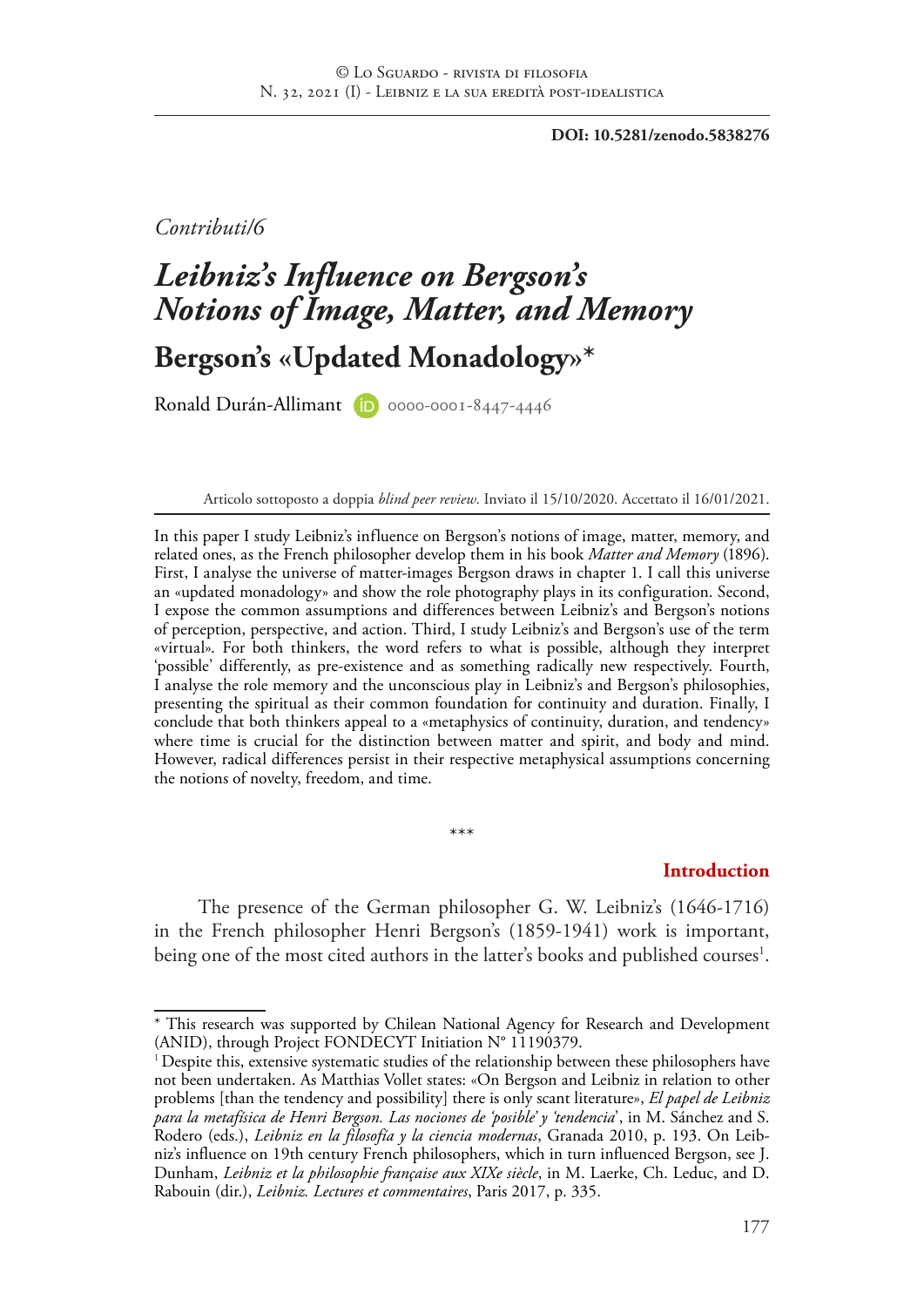**DOI: 10.5281/zenodo.5838276**

*Contributi/6*

# *Leibniz's Influence on Bergson's Notions of Image, Matter, and Memory*

## Bergson's «Updated Monadology»*

Ronald Durán-Allimant 0000-0001-8447-4446

Articolo sottoposto a doppia *blind peer review*. Inviato il 15/10/2020. Accettato il 16/01/2021.

In this paper I study Leibniz's influence on Bergson's notions of image, matter, memory, and related ones, as the French philosopher develop them in his book *Matter and Memory* (1896). First, I analyse the universe of matter-images Bergson draws in chapter 1. I call this universe an «updated monadology» and show the role photography plays in its configuration. Second, I expose the common assumptions and differences between Leibniz's and Bergson's notions of perception, perspective, and action. Third, I study Leibniz's and Bergson's use of the term «virtual». For both thinkers, the word refers to what is possible, although they interpret 'possible' differently, as pre-existence and as something radically new respectively. Fourth, I analyse the role memory and the unconscious play in Leibniz's and Bergson's philosophies, presenting the spiritual as their common foundation for continuity and duration. Finally, I conclude that both thinkers appeal to a «metaphysics of continuity, duration, and tendency» where time is crucial for the distinction between matter and spirit, and body and mind. However, radical differences persist in their respective metaphysical assumptions concerning the notions of novelty, freedom, and time.

\*\*\*

### Introduction

The presence of the German philosopher G. W. Leibniz's (1646-1716) in the French philosopher Henri Bergson's (1859-1941) work is important, being one of the most cited authors in the latter's books and published courses[1].

---

\* This research was supported by Chilean National Agency for Research and Development (ANID), through Project FONDECYT Initiation N° 11190379.

[1] Despite this, extensive systematic studies of the relationship between these philosophers have not been undertaken. As Matthias Vollet states: «On Bergson and Leibniz in relation to other problems [than the tendency and possibility] there is only scant literature», *El papel de Leibniz para la metafísica de Henri Bergson. Las nociones de 'posible' y 'tendencia'*, in M. Sánchez and S. Rodero (eds.), *Leibniz en la filosofía y la ciencia modernas*, Granada 2010, p. 193. On Leibniz's influence on 19th century French philosophers, which in turn influenced Bergson, see J. Dunham, *Leibniz et la philosophie française aux XIXe siècle*, in M. Laerke, Ch. Leduc, and D. Rabouin (dir.), *Leibniz. Lectures et commentaires*, Paris 2017, p. 335.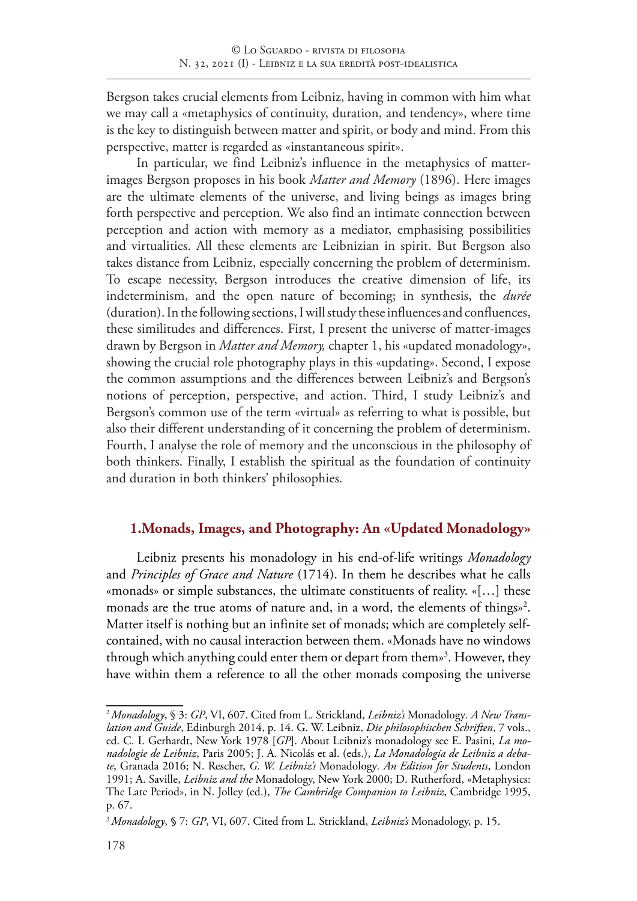Bergson takes crucial elements from Leibniz, having in common with him what we may call a «metaphysics of continuity, duration, and tendency», where time is the key to distinguish between matter and spirit, or body and mind. From this perspective, matter is regarded as «instantaneous spirit».

In particular, we find Leibniz's influence in the metaphysics of matter-images Bergson proposes in his book *Matter and Memory* (1896). Here images are the ultimate elements of the universe, and living beings as images bring forth perspective and perception. We also find an intimate connection between perception and action with memory as a mediator, emphasising possibilities and virtualities. All these elements are Leibnizian in spirit. But Bergson also takes distance from Leibniz, especially concerning the problem of determinism. To escape necessity, Bergson introduces the creative dimension of life, its indeterminism, and the open nature of becoming; in synthesis, the *durée* (duration). In the following sections, I will study these influences and confluences, these similitudes and differences. First, I present the universe of matter-images drawn by Bergson in *Matter and Memory,* chapter 1, his «updated monadology», showing the crucial role photography plays in this «updating». Second, I expose the common assumptions and the differences between Leibniz's and Bergson's notions of perception, perspective, and action. Third, I study Leibniz's and Bergson's common use of the term «virtual» as referring to what is possible, but also their different understanding of it concerning the problem of determinism. Fourth, I analyse the role of memory and the unconscious in the philosophy of both thinkers. Finally, I establish the spiritual as the foundation of continuity and duration in both thinkers' philosophies.

## 1.Monads, Images, and Photography: An «Updated Monadology»

Leibniz presents his monadology in his end-of-life writings *Monadology* and *Principles of Grace and Nature* (1714). In them he describes what he calls «monads» or simple substances, the ultimate constituents of reality. «[…] these monads are the true atoms of nature and, in a word, the elements of things»[2]. Matter itself is nothing but an infinite set of monads; which are completely self-contained, with no causal interaction between them. «Monads have no windows through which anything could enter them or depart from them»[3]. However, they have within them a reference to all the other monads composing the universe

---

[2] *Monadology*, § 3: *GP*, VI, 607. Cited from L. Strickland, *Leibniz's* Monadology*. A New Translation and Guide*, Edinburgh 2014, p. 14. G. W. Leibniz, *Die philosophischen Schriften*, 7 vols., ed. C. I. Gerhardt, New York 1978 [*GP*]. About Leibniz's monadology see E. Pasini, *La monadologie de Leibniz*, Paris 2005; J. A. Nicolás et al. (eds.), *La Monadología de Leibniz a debate*, Granada 2016; N. Rescher, *G. W. Leibniz's* Monadology*. An Edition for Students*, London 1991; A. Saville, *Leibniz and the* Monadology, New York 2000; D. Rutherford, «Metaphysics: The Late Period», in N. Jolley (ed.), *The Cambridge Companion to Leibniz*, Cambridge 1995, p. 67.

[3] *Monadology*, § 7: *GP*, VI, 607. Cited from L. Strickland, *Leibniz's* Monadology, p. 15.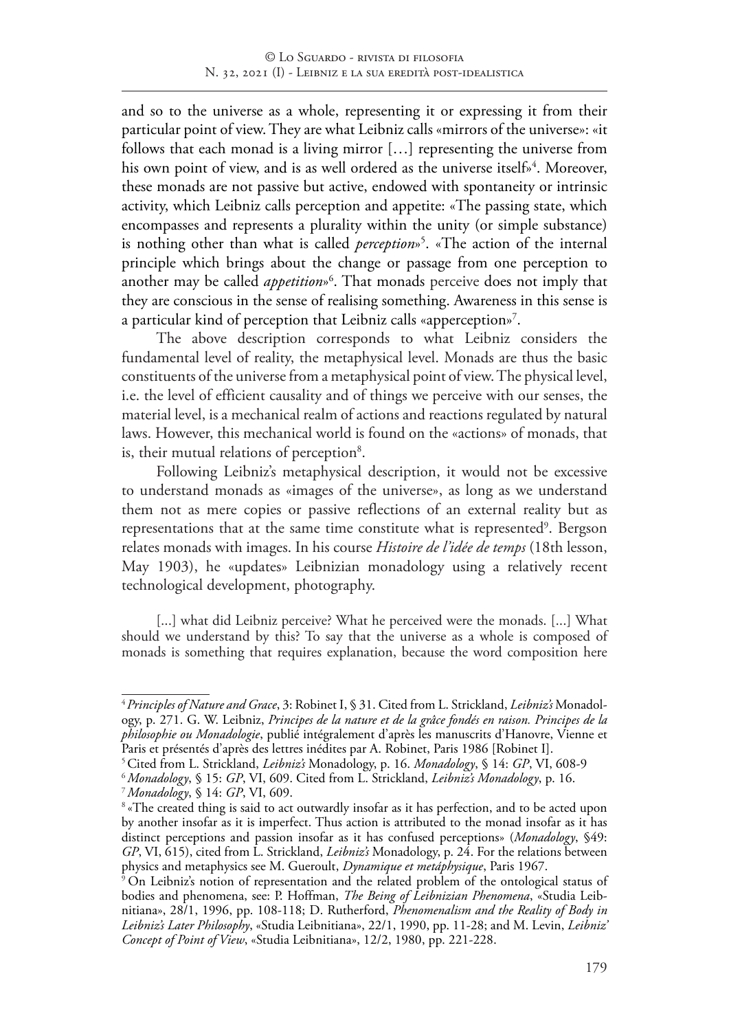and so to the universe as a whole, representing it or expressing it from their particular point of view. They are what Leibniz calls «mirrors of the universe»: «it follows that each monad is a living mirror […] representing the universe from his own point of view, and is as well ordered as the universe itself»[4]. Moreover, these monads are not passive but active, endowed with spontaneity or intrinsic activity, which Leibniz calls perception and appetite: «The passing state, which encompasses and represents a plurality within the unity (or simple substance) is nothing other than what is called *perception*»[5]. «The action of the internal principle which brings about the change or passage from one perception to another may be called *appetition*»[6]. That monads perceive does not imply that they are conscious in the sense of realising something. Awareness in this sense is a particular kind of perception that Leibniz calls «apperception»[7].

The above description corresponds to what Leibniz considers the fundamental level of reality, the metaphysical level. Monads are thus the basic constituents of the universe from a metaphysical point of view. The physical level, i.e. the level of efficient causality and of things we perceive with our senses, the material level, is a mechanical realm of actions and reactions regulated by natural laws. However, this mechanical world is found on the «actions» of monads, that is, their mutual relations of perception[8].

Following Leibniz's metaphysical description, it would not be excessive to understand monads as «images of the universe», as long as we understand them not as mere copies or passive reflections of an external reality but as representations that at the same time constitute what is represented[9]. Bergson relates monads with images. In his course *Histoire de l'idée de temps* (18th lesson, May 1903), he «updates» Leibnizian monadology using a relatively recent technological development, photography.

> [...] what did Leibniz perceive? What he perceived were the monads. [...] What should we understand by this? To say that the universe as a whole is composed of monads is something that requires explanation, because the word composition here

---

[4] *Principles of Nature and Grace*, 3: Robinet I, § 31. Cited from L. Strickland, *Leibniz's* Monadology, p. 271. G. W. Leibniz, *Principes de la nature et de la grâce fondés en raison. Principes de la philosophie ou Monadologie*, publié intégralement d'après les manuscrits d'Hanovre, Vienne et Paris et présentés d'après des lettres inédites par A. Robinet, Paris 1986 [Robinet I].

[5] Cited from L. Strickland, *Leibniz's* Monadology, p. 16. *Monadology*, § 14: *GP*, VI, 608-9

[6] *Monadology*, § 15: *GP*, VI, 609. Cited from L. Strickland, *Leibniz's Monadology*, p. 16.

[7] *Monadology*, § 14: *GP*, VI, 609.

[8] «The created thing is said to act outwardly insofar as it has perfection, and to be acted upon by another insofar as it is imperfect. Thus action is attributed to the monad insofar as it has distinct perceptions and passion insofar as it has confused perceptions» (*Monadology*, §49: *GP*, VI, 615), cited from L. Strickland, *Leibniz's* Monadology, p. 24. For the relations between physics and metaphysics see M. Gueroult, *Dynamique et metáphysique*, Paris 1967.

[9] On Leibniz's notion of representation and the related problem of the ontological status of bodies and phenomena, see: P. Hoffman, *The Being of Leibnizian Phenomena*, «Studia Leibnitiana», 28/1, 1996, pp. 108-118; D. Rutherford, *Phenomenalism and the Reality of Body in Leibniz's Later Philosophy*, «Studia Leibnitiana», 22/1, 1990, pp. 11-28; and M. Levin, *Leibniz' Concept of Point of View*, «Studia Leibnitiana», 12/2, 1980, pp. 221-228.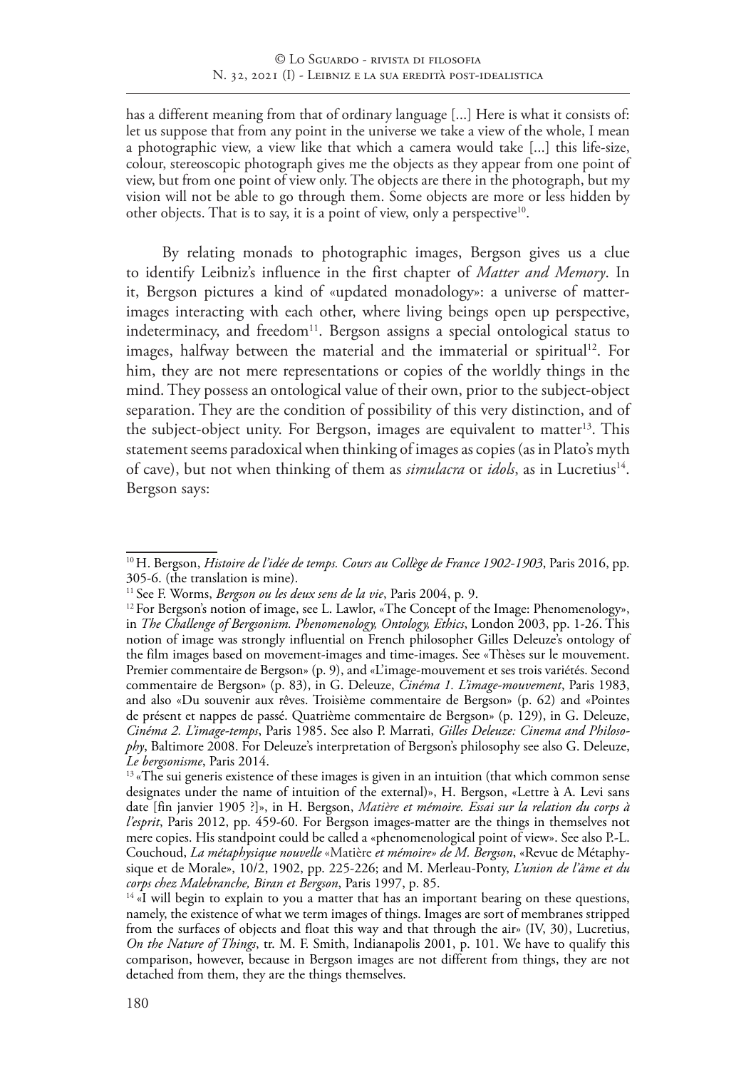has a different meaning from that of ordinary language [...] Here is what it consists of: let us suppose that from any point in the universe we take a view of the whole, I mean a photographic view, a view like that which a camera would take [...] this life-size, colour, stereoscopic photograph gives me the objects as they appear from one point of view, but from one point of view only. The objects are there in the photograph, but my vision will not be able to go through them. Some objects are more or less hidden by other objects. That is to say, it is a point of view, only a perspective[10].

By relating monads to photographic images, Bergson gives us a clue to identify Leibniz's influence in the first chapter of *Matter and Memory*. In it, Bergson pictures a kind of «updated monadology»: a universe of matter-images interacting with each other, where living beings open up perspective, indeterminacy, and freedom[11]. Bergson assigns a special ontological status to images, halfway between the material and the immaterial or spiritual[12]. For him, they are not mere representations or copies of the worldly things in the mind. They possess an ontological value of their own, prior to the subject-object separation. They are the condition of possibility of this very distinction, and of the subject-object unity. For Bergson, images are equivalent to matter[13]. This statement seems paradoxical when thinking of images as copies (as in Plato's myth of cave), but not when thinking of them as *simulacra* or *idols*, as in Lucretius[14]. Bergson says:

---

[10] H. Bergson, *Histoire de l'idée de temps. Cours au Collège de France 1902-1903*, Paris 2016, pp. 305-6. (the translation is mine).

[11] See F. Worms, *Bergson ou les deux sens de la vie*, Paris 2004, p. 9.

[12] For Bergson's notion of image, see L. Lawlor, «The Concept of the Image: Phenomenology», in *The Challenge of Bergsonism. Phenomenology, Ontology, Ethics*, London 2003, pp. 1-26. This notion of image was strongly influential on French philosopher Gilles Deleuze's ontology of the film images based on movement-images and time-images. See «Thèses sur le mouvement. Premier commentaire de Bergson» (p. 9), and «L'image-mouvement et ses trois variétés. Second commentaire de Bergson» (p. 83), in G. Deleuze, *Cinéma 1. L'image-mouvement*, Paris 1983, and also «Du souvenir aux rêves. Troisième commentaire de Bergson» (p. 62) and «Pointes de présent et nappes de passé. Quatrième commentaire de Bergson» (p. 129), in G. Deleuze, *Cinéma 2. L'image-temps*, Paris 1985. See also P. Marrati, *Gilles Deleuze: Cinema and Philosophy*, Baltimore 2008. For Deleuze's interpretation of Bergson's philosophy see also G. Deleuze, *Le bergsonisme*, Paris 2014.

[13] «The sui generis existence of these images is given in an intuition (that which common sense designates under the name of intuition of the external)», H. Bergson, «Lettre à A. Levi sans date [fin janvier 1905 ?]», in H. Bergson, *Matière et mémoire. Essai sur la relation du corps à l'esprit*, Paris 2012, pp. 459-60. For Bergson images-matter are the things in themselves not mere copies. His standpoint could be called a «phenomenological point of view». See also P.-L. Couchoud, *La métaphysique nouvelle* «Matière *et mémoire» de M. Bergson*, «Revue de Métaphysique et de Morale», 10/2, 1902, pp. 225-226; and M. Merleau-Ponty, *L'union de l'âme et du corps chez Malebranche, Biran et Bergson*, Paris 1997, p. 85.

[14] «I will begin to explain to you a matter that has an important bearing on these questions, namely, the existence of what we term images of things. Images are sort of membranes stripped from the surfaces of objects and float this way and that through the air» (IV, 30), Lucretius, *On the Nature of Things*, tr. M. F. Smith, Indianapolis 2001, p. 101. We have to qualify this comparison, however, because in Bergson images are not different from things, they are not detached from them, they are the things themselves.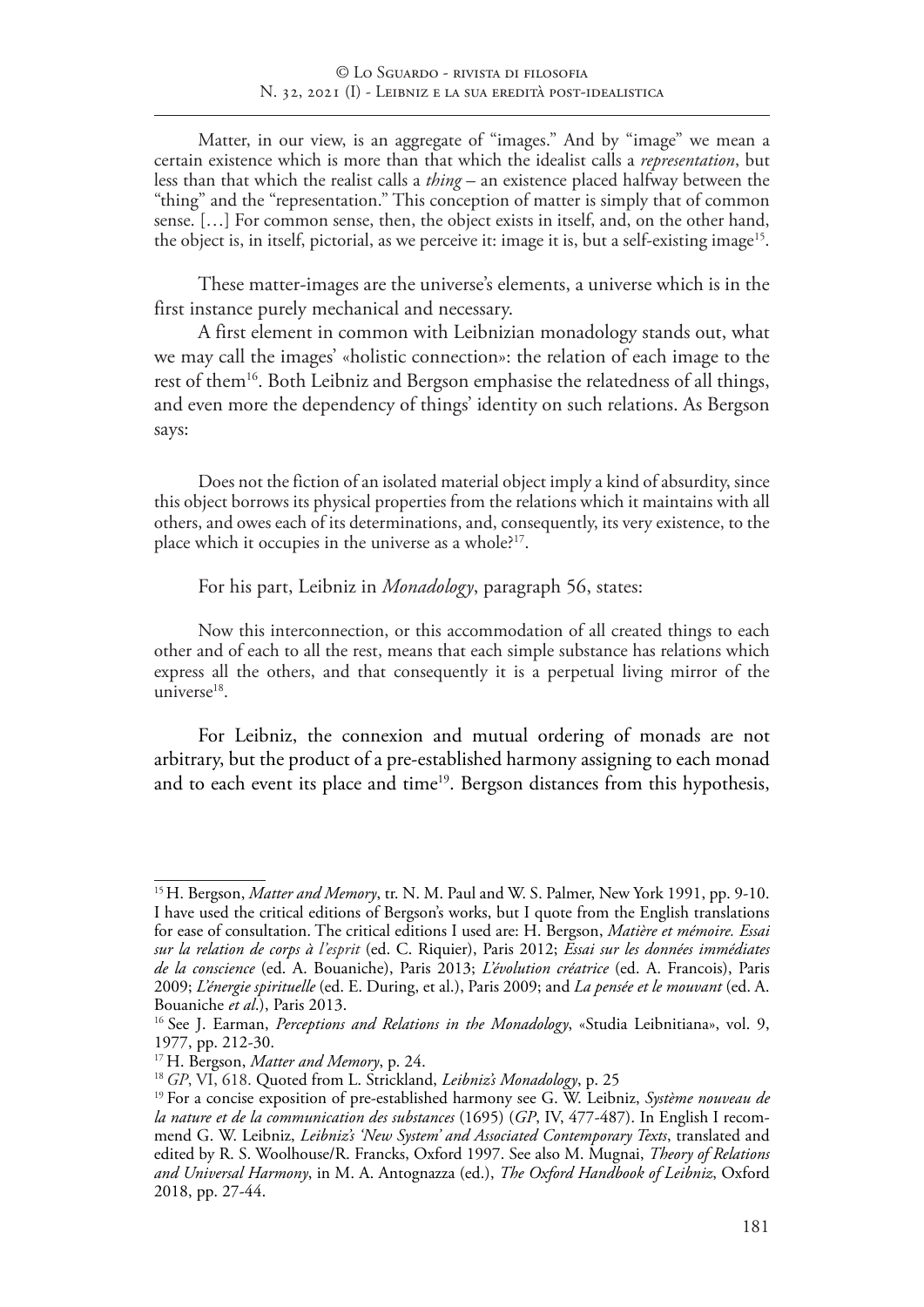Matter, in our view, is an aggregate of "images." And by "image" we mean a certain existence which is more than that which the idealist calls a *representation*, but less than that which the realist calls a *thing* – an existence placed halfway between the "thing" and the "representation." This conception of matter is simply that of common sense. […] For common sense, then, the object exists in itself, and, on the other hand, the object is, in itself, pictorial, as we perceive it: image it is, but a self-existing image[15].

These matter-images are the universe's elements, a universe which is in the first instance purely mechanical and necessary.

A first element in common with Leibnizian monadology stands out, what we may call the images' «holistic connection»: the relation of each image to the rest of them[16]. Both Leibniz and Bergson emphasise the relatedness of all things, and even more the dependency of things' identity on such relations. As Bergson says:

Does not the fiction of an isolated material object imply a kind of absurdity, since this object borrows its physical properties from the relations which it maintains with all others, and owes each of its determinations, and, consequently, its very existence, to the place which it occupies in the universe as a whole?[17].

For his part, Leibniz in *Monadology*, paragraph 56, states:

Now this interconnection, or this accommodation of all created things to each other and of each to all the rest, means that each simple substance has relations which express all the others, and that consequently it is a perpetual living mirror of the universe[18].

For Leibniz, the connexion and mutual ordering of monads are not arbitrary, but the product of a pre-established harmony assigning to each monad and to each event its place and time[19]. Bergson distances from this hypothesis,

---

[15] H. Bergson, *Matter and Memory*, tr. N. M. Paul and W. S. Palmer, New York 1991, pp. 9-10. I have used the critical editions of Bergson's works, but I quote from the English translations for ease of consultation. The critical editions I used are: H. Bergson, *Matière et mémoire. Essai sur la relation de corps à l'esprit* (ed. C. Riquier), Paris 2012; *Essai sur les données immédiates de la conscience* (ed. A. Bouaniche), Paris 2013; *L'évolution créatrice* (ed. A. Francois), Paris 2009; *L'énergie spirituelle* (ed. E. During, et al.), Paris 2009; and *La pensée et le mouvant* (ed. A. Bouaniche *et al*.), Paris 2013.

[16] See J. Earman, *Perceptions and Relations in the Monadology*, «Studia Leibnitiana», vol. 9, 1977, pp. 212-30.

[17] H. Bergson, *Matter and Memory*, p. 24.

[18] *GP*, VI, 618. Quoted from L. Strickland, *Leibniz's Monadology*, p. 25

[19] For a concise exposition of pre-established harmony see G. W. Leibniz, *Système nouveau de la nature et de la communication des substances* (1695) (*GP*, IV, 477-487). In English I recommend G. W. Leibniz, *Leibniz's 'New System' and Associated Contemporary Texts*, translated and edited by R. S. Woolhouse/R. Francks, Oxford 1997. See also M. Mugnai, *Theory of Relations and Universal Harmony*, in M. A. Antognazza (ed.), *The Oxford Handbook of Leibniz*, Oxford 2018, pp. 27-44.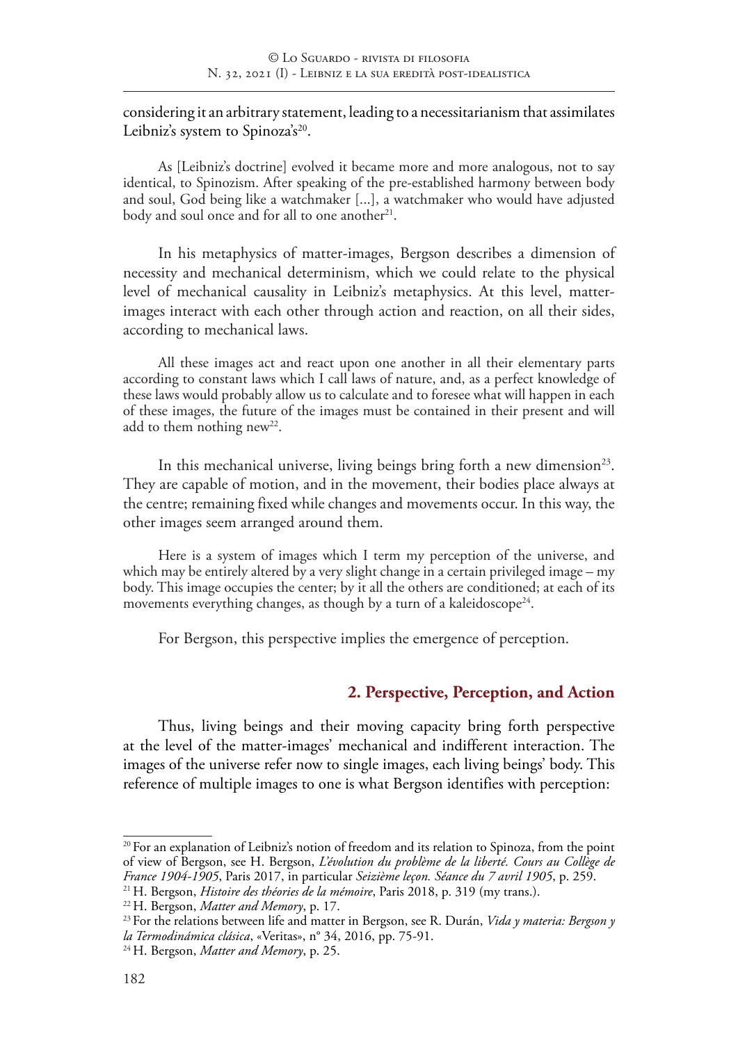considering it an arbitrary statement, leading to a necessitarianism that assimilates Leibniz's system to Spinoza's[20].

> As [Leibniz's doctrine] evolved it became more and more analogous, not to say identical, to Spinozism. After speaking of the pre-established harmony between body and soul, God being like a watchmaker [...], a watchmaker who would have adjusted body and soul once and for all to one another[21].

In his metaphysics of matter-images, Bergson describes a dimension of necessity and mechanical determinism, which we could relate to the physical level of mechanical causality in Leibniz's metaphysics. At this level, matter-images interact with each other through action and reaction, on all their sides, according to mechanical laws.

> All these images act and react upon one another in all their elementary parts according to constant laws which I call laws of nature, and, as a perfect knowledge of these laws would probably allow us to calculate and to foresee what will happen in each of these images, the future of the images must be contained in their present and will add to them nothing new[22].

In this mechanical universe, living beings bring forth a new dimension[23]. They are capable of motion, and in the movement, their bodies place always at the centre; remaining fixed while changes and movements occur. In this way, the other images seem arranged around them.

> Here is a system of images which I term my perception of the universe, and which may be entirely altered by a very slight change in a certain privileged image – my body. This image occupies the center; by it all the others are conditioned; at each of its movements everything changes, as though by a turn of a kaleidoscope[24].

For Bergson, this perspective implies the emergence of perception.

## 2. Perspective, Perception, and Action

Thus, living beings and their moving capacity bring forth perspective at the level of the matter-images' mechanical and indifferent interaction. The images of the universe refer now to single images, each living beings' body. This reference of multiple images to one is what Bergson identifies with perception:

---

[20] For an explanation of Leibniz's notion of freedom and its relation to Spinoza, from the point of view of Bergson, see H. Bergson, *L'évolution du problème de la liberté. Cours au Collège de France 1904-1905*, Paris 2017, in particular *Seizième leçon. Séance du 7 avril 1905*, p. 259.

[21] H. Bergson, *Histoire des théories de la mémoire*, Paris 2018, p. 319 (my trans.).

[22] H. Bergson, *Matter and Memory*, p. 17.

[23] For the relations between life and matter in Bergson, see R. Durán, *Vida y materia: Bergson y la Termodinámica clásica*, «Veritas», n° 34, 2016, pp. 75-91.

[24] H. Bergson, *Matter and Memory*, p. 25.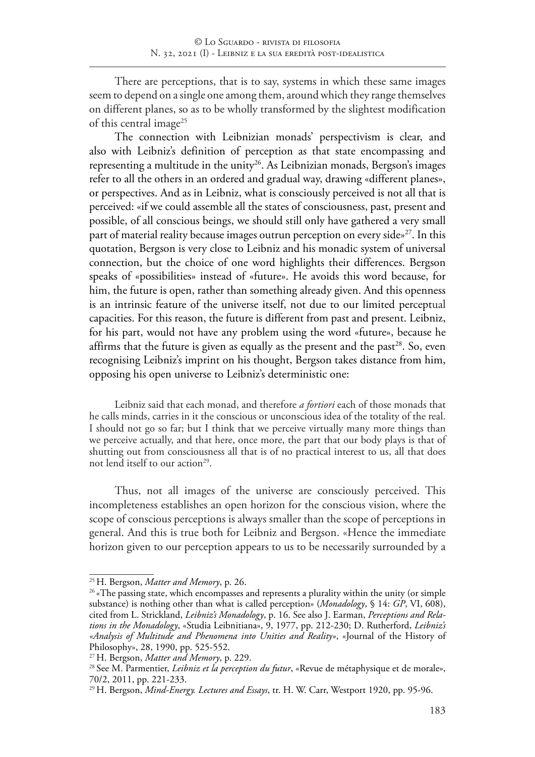There are perceptions, that is to say, systems in which these same images seem to depend on a single one among them, around which they range themselves on different planes, so as to be wholly transformed by the slightest modification of this central image[25]

The connection with Leibnizian monads' perspectivism is clear, and also with Leibniz's definition of perception as that state encompassing and representing a multitude in the unity[26]. As Leibnizian monads, Bergson's images refer to all the others in an ordered and gradual way, drawing «different planes», or perspectives. And as in Leibniz, what is consciously perceived is not all that is perceived: «if we could assemble all the states of consciousness, past, present and possible, of all conscious beings, we should still only have gathered a very small part of material reality because images outrun perception on every side»[27]. In this quotation, Bergson is very close to Leibniz and his monadic system of universal connection, but the choice of one word highlights their differences. Bergson speaks of «possibilities» instead of «future». He avoids this word because, for him, the future is open, rather than something already given. And this openness is an intrinsic feature of the universe itself, not due to our limited perceptual capacities. For this reason, the future is different from past and present. Leibniz, for his part, would not have any problem using the word «future», because he affirms that the future is given as equally as the present and the past[28]. So, even recognising Leibniz's imprint on his thought, Bergson takes distance from him, opposing his open universe to Leibniz's deterministic one:

> Leibniz said that each monad, and therefore *a fortiori* each of those monads that he calls minds, carries in it the conscious or unconscious idea of the totality of the real. I should not go so far; but I think that we perceive virtually many more things than we perceive actually, and that here, once more, the part that our body plays is that of shutting out from consciousness all that is of no practical interest to us, all that does not lend itself to our action[29].

Thus, not all images of the universe are consciously perceived. This incompleteness establishes an open horizon for the conscious vision, where the scope of conscious perceptions is always smaller than the scope of perceptions in general. And this is true both for Leibniz and Bergson. «Hence the immediate horizon given to our perception appears to us to be necessarily surrounded by a

---

[25] H. Bergson, *Matter and Memory*, p. 26.

[26] «The passing state, which encompasses and represents a plurality within the unity (or simple substance) is nothing other than what is called perception» (*Monadology*, § 14: *GP*, VI, 608), cited from L. Strickland, *Leibniz's Monadology*, p. 16. See also J. Earman, *Perceptions and Relations in the Monadology*, «Studia Leibnitiana», 9, 1977, pp. 212-230; D. Rutherford, *Leibniz's «Analysis of Multitude and Phenomena into Unities and Reality»*, «Journal of the History of Philosophy», 28, 1990, pp. 525-552.

[27] H. Bergson, *Matter and Memory*, p. 229.

[28] See M. Parmentier, *Leibniz et la perception du futur*, «Revue de métaphysique et de morale», 70/2, 2011, pp. 221-233.

[29] H. Bergson, *Mind-Energy. Lectures and Essays*, tr. H. W. Carr, Westport 1920, pp. 95-96.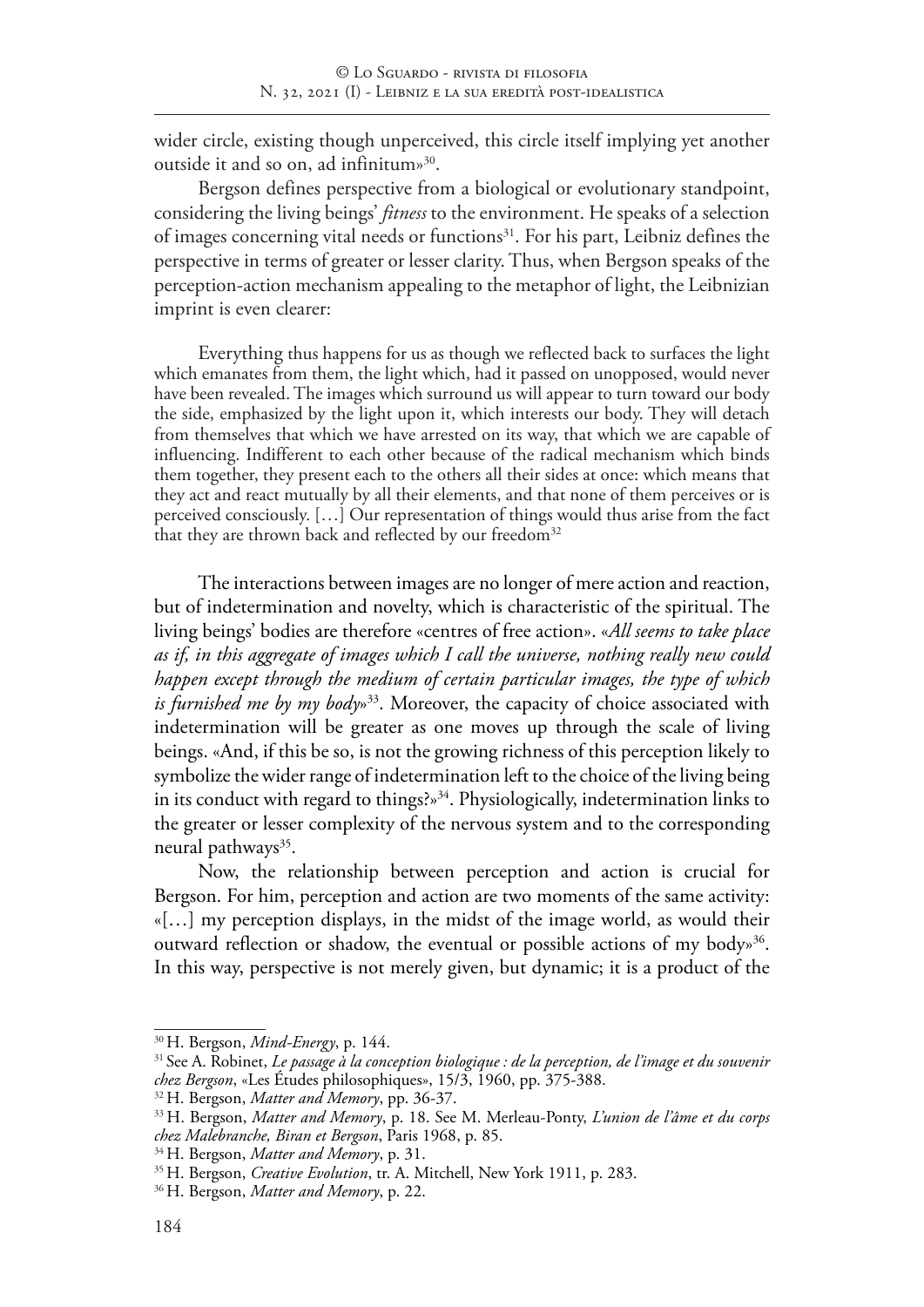wider circle, existing though unperceived, this circle itself implying yet another outside it and so on, ad infinitum»[30].

Bergson defines perspective from a biological or evolutionary standpoint, considering the living beings' *fitness* to the environment. He speaks of a selection of images concerning vital needs or functions[31]. For his part, Leibniz defines the perspective in terms of greater or lesser clarity. Thus, when Bergson speaks of the perception-action mechanism appealing to the metaphor of light, the Leibnizian imprint is even clearer:

> Everything thus happens for us as though we reflected back to surfaces the light which emanates from them, the light which, had it passed on unopposed, would never have been revealed. The images which surround us will appear to turn toward our body the side, emphasized by the light upon it, which interests our body. They will detach from themselves that which we have arrested on its way, that which we are capable of influencing. Indifferent to each other because of the radical mechanism which binds them together, they present each to the others all their sides at once: which means that they act and react mutually by all their elements, and that none of them perceives or is perceived consciously. […] Our representation of things would thus arise from the fact that they are thrown back and reflected by our freedom[32]

The interactions between images are no longer of mere action and reaction, but of indetermination and novelty, which is characteristic of the spiritual. The living beings' bodies are therefore «centres of free action». «*All seems to take place as if, in this aggregate of images which I call the universe, nothing really new could happen except through the medium of certain particular images, the type of which is furnished me by my body*»[33]. Moreover, the capacity of choice associated with indetermination will be greater as one moves up through the scale of living beings. «And, if this be so, is not the growing richness of this perception likely to symbolize the wider range of indetermination left to the choice of the living being in its conduct with regard to things?»[34]. Physiologically, indetermination links to the greater or lesser complexity of the nervous system and to the corresponding neural pathways[35].

Now, the relationship between perception and action is crucial for Bergson. For him, perception and action are two moments of the same activity: «[…] my perception displays, in the midst of the image world, as would their outward reflection or shadow, the eventual or possible actions of my body»[36]. In this way, perspective is not merely given, but dynamic; it is a product of the

---

[30] H. Bergson, *Mind-Energy*, p. 144.

[31] See A. Robinet, *Le passage à la conception biologique : de la perception, de l'image et du souvenir chez Bergson*, «Les Études philosophiques», 15/3, 1960, pp. 375-388.

[32] H. Bergson, *Matter and Memory*, pp. 36-37.

[33] H. Bergson, *Matter and Memory*, p. 18. See M. Merleau-Ponty, *L'union de l'âme et du corps chez Malebranche, Biran et Bergson*, Paris 1968, p. 85.

[34] H. Bergson, *Matter and Memory*, p. 31.

[35] H. Bergson, *Creative Evolution*, tr. A. Mitchell, New York 1911, p. 283.

[36] H. Bergson, *Matter and Memory*, p. 22.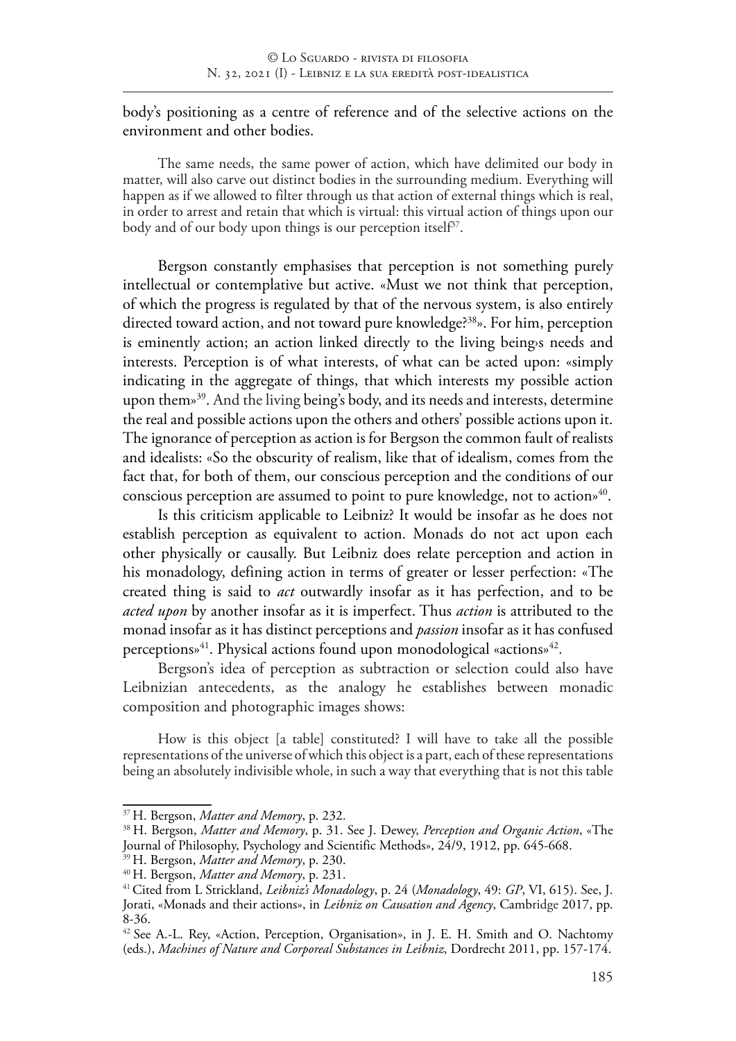body's positioning as a centre of reference and of the selective actions on the environment and other bodies.

> The same needs, the same power of action, which have delimited our body in matter, will also carve out distinct bodies in the surrounding medium. Everything will happen as if we allowed to filter through us that action of external things which is real, in order to arrest and retain that which is virtual: this virtual action of things upon our body and of our body upon things is our perception itself[37].

Bergson constantly emphasises that perception is not something purely intellectual or contemplative but active. «Must we not think that perception, of which the progress is regulated by that of the nervous system, is also entirely directed toward action, and not toward pure knowledge?[38]». For him, perception is eminently action; an action linked directly to the living being›s needs and interests. Perception is of what interests, of what can be acted upon: «simply indicating in the aggregate of things, that which interests my possible action upon them»[39]. And the living being's body, and its needs and interests, determine the real and possible actions upon the others and others' possible actions upon it. The ignorance of perception as action is for Bergson the common fault of realists and idealists: «So the obscurity of realism, like that of idealism, comes from the fact that, for both of them, our conscious perception and the conditions of our conscious perception are assumed to point to pure knowledge, not to action»[40].

Is this criticism applicable to Leibniz? It would be insofar as he does not establish perception as equivalent to action. Monads do not act upon each other physically or causally. But Leibniz does relate perception and action in his monadology, defining action in terms of greater or lesser perfection: «The created thing is said to *act* outwardly insofar as it has perfection, and to be *acted upon* by another insofar as it is imperfect. Thus *action* is attributed to the monad insofar as it has distinct perceptions and *passion* insofar as it has confused perceptions»[41]. Physical actions found upon monodological «actions»[42].

Bergson's idea of perception as subtraction or selection could also have Leibnizian antecedents, as the analogy he establishes between monadic composition and photographic images shows:

> How is this object [a table] constituted? I will have to take all the possible representations of the universe of which this object is a part, each of these representations being an absolutely indivisible whole, in such a way that everything that is not this table

---

[37] H. Bergson, *Matter and Memory*, p. 232.

[38] H. Bergson, *Matter and Memory*, p. 31. See J. Dewey, *Perception and Organic Action*, «The Journal of Philosophy, Psychology and Scientific Methods», 24/9, 1912, pp. 645-668.

[39] H. Bergson, *Matter and Memory*, p. 230.

[40] H. Bergson, *Matter and Memory*, p. 231.

[41] Cited from L Strickland, *Leibniz's Monadology*, p. 24 (*Monadology*, 49: *GP*, VI, 615). See, J. Jorati, «Monads and their actions», in *Leibniz on Causation and Agency*, Cambridge 2017, pp. 8-36.

[42] See A.-L. Rey, «Action, Perception, Organisation», in J. E. H. Smith and O. Nachtomy (eds.), *Machines of Nature and Corporeal Substances in Leibniz*, Dordrecht 2011, pp. 157-174.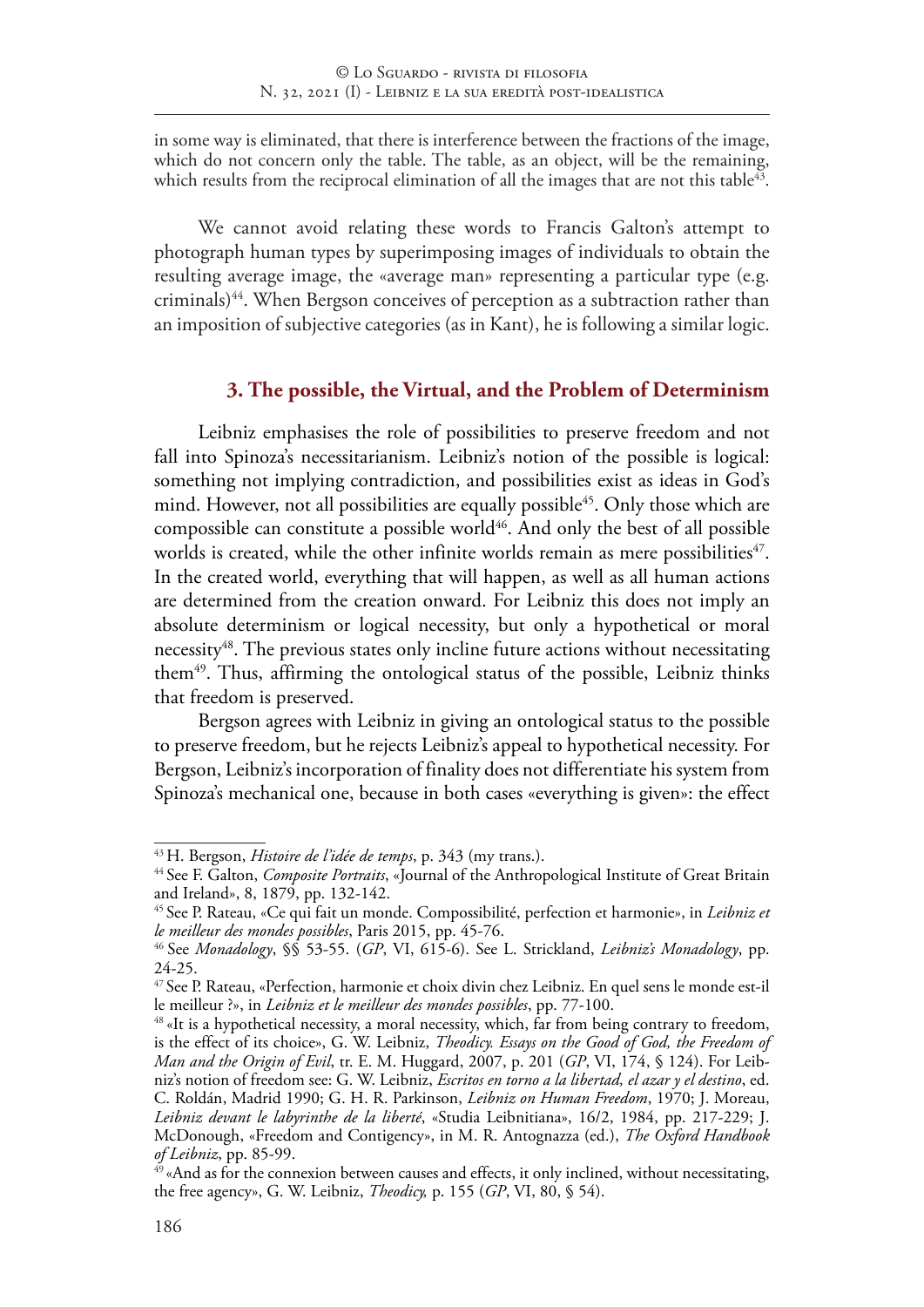in some way is eliminated, that there is interference between the fractions of the image, which do not concern only the table. The table, as an object, will be the remaining, which results from the reciprocal elimination of all the images that are not this table[43].

We cannot avoid relating these words to Francis Galton's attempt to photograph human types by superimposing images of individuals to obtain the resulting average image, the «average man» representing a particular type (e.g. criminals)[44]. When Bergson conceives of perception as a subtraction rather than an imposition of subjective categories (as in Kant), he is following a similar logic.

## 3. The possible, the Virtual, and the Problem of Determinism

Leibniz emphasises the role of possibilities to preserve freedom and not fall into Spinoza's necessitarianism. Leibniz's notion of the possible is logical: something not implying contradiction, and possibilities exist as ideas in God's mind. However, not all possibilities are equally possible[45]. Only those which are compossible can constitute a possible world[46]. And only the best of all possible worlds is created, while the other infinite worlds remain as mere possibilities[47]. In the created world, everything that will happen, as well as all human actions are determined from the creation onward. For Leibniz this does not imply an absolute determinism or logical necessity, but only a hypothetical or moral necessity[48]. The previous states only incline future actions without necessitating them[49]. Thus, affirming the ontological status of the possible, Leibniz thinks that freedom is preserved.

Bergson agrees with Leibniz in giving an ontological status to the possible to preserve freedom, but he rejects Leibniz's appeal to hypothetical necessity. For Bergson, Leibniz's incorporation of finality does not differentiate his system from Spinoza's mechanical one, because in both cases «everything is given»: the effect

---

[43] H. Bergson, *Histoire de l'idée de temps*, p. 343 (my trans.).

[44] See F. Galton, *Composite Portraits*, «Journal of the Anthropological Institute of Great Britain and Ireland», 8, 1879, pp. 132-142.

[45] See P. Rateau, «Ce qui fait un monde. Compossibilité, perfection et harmonie», in *Leibniz et le meilleur des mondes possibles*, Paris 2015, pp. 45-76.

[46] See *Monadology*, §§ 53-55. (*GP*, VI, 615-6). See L. Strickland, *Leibniz's Monadology*, pp. 24-25.

[47] See P. Rateau, «Perfection, harmonie et choix divin chez Leibniz. En quel sens le monde est-il le meilleur ?», in *Leibniz et le meilleur des mondes possibles*, pp. 77-100.

[48] «It is a hypothetical necessity, a moral necessity, which, far from being contrary to freedom, is the effect of its choice», G. W. Leibniz, *Theodicy. Essays on the Good of God, the Freedom of Man and the Origin of Evil*, tr. E. M. Huggard, 2007, p. 201 (*GP*, VI, 174, § 124). For Leibniz's notion of freedom see: G. W. Leibniz, *Escritos en torno a la libertad, el azar y el destino*, ed. C. Roldán, Madrid 1990; G. H. R. Parkinson, *Leibniz on Human Freedom*, 1970; J. Moreau, *Leibniz devant le labyrinthe de la liberté*, «Studia Leibnitiana», 16/2, 1984, pp. 217-229; J. McDonough, «Freedom and Contigency», in M. R. Antognazza (ed.), *The Oxford Handbook of Leibniz*, pp. 85-99.

[49] «And as for the connexion between causes and effects, it only inclined, without necessitating, the free agency», G. W. Leibniz, *Theodicy,* p. 155 (*GP*, VI, 80, § 54).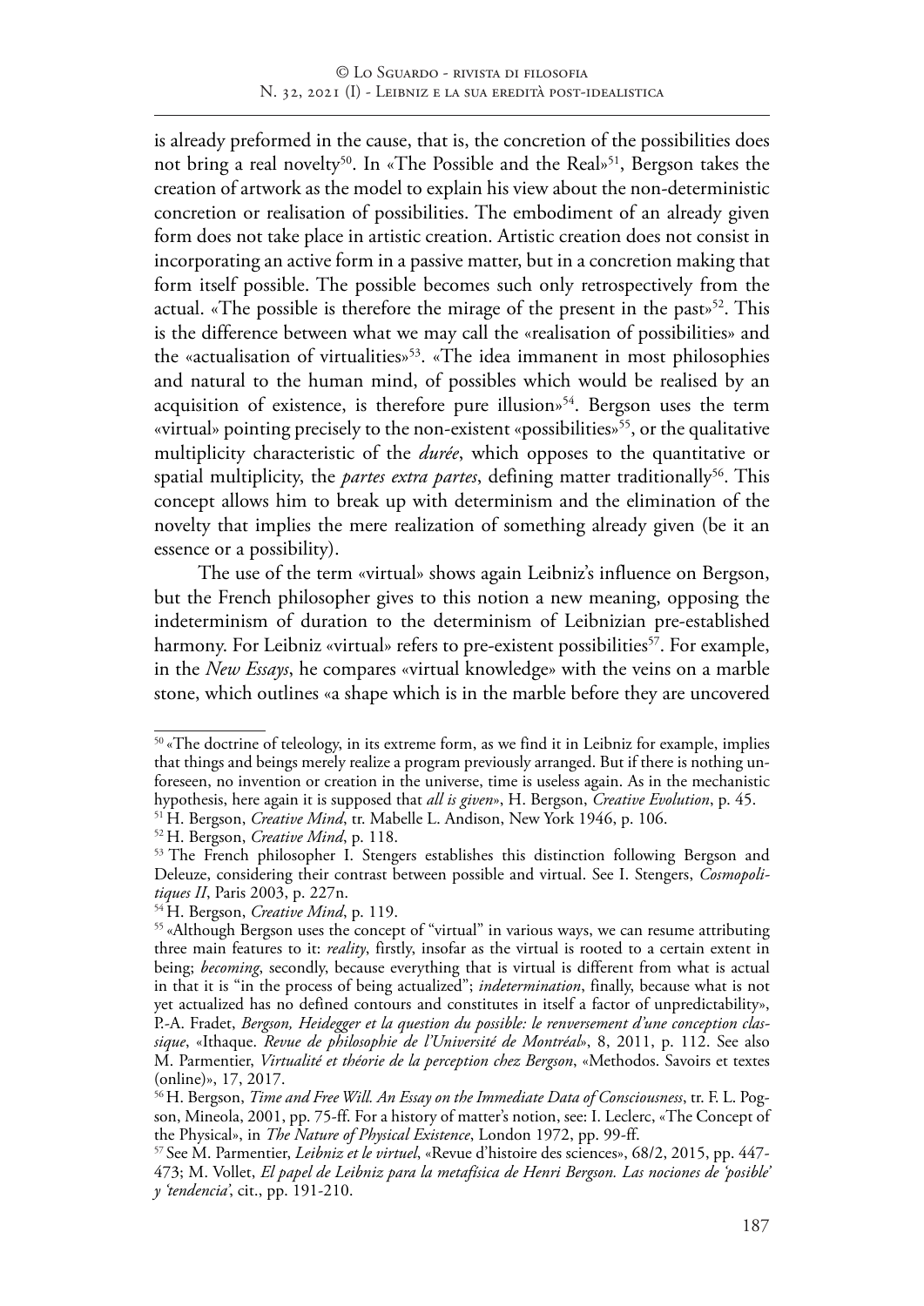is already preformed in the cause, that is, the concretion of the possibilities does not bring a real novelty[50]. In «The Possible and the Real»[51], Bergson takes the creation of artwork as the model to explain his view about the non-deterministic concretion or realisation of possibilities. The embodiment of an already given form does not take place in artistic creation. Artistic creation does not consist in incorporating an active form in a passive matter, but in a concretion making that form itself possible. The possible becomes such only retrospectively from the actual. «The possible is therefore the mirage of the present in the past»[52]. This is the difference between what we may call the «realisation of possibilities» and the «actualisation of virtualities»[53]. «The idea immanent in most philosophies and natural to the human mind, of possibles which would be realised by an acquisition of existence, is therefore pure illusion»[54]. Bergson uses the term «virtual» pointing precisely to the non-existent «possibilities»[55], or the qualitative multiplicity characteristic of the *durée*, which opposes to the quantitative or spatial multiplicity, the *partes extra partes*, defining matter traditionally[56]. This concept allows him to break up with determinism and the elimination of the novelty that implies the mere realization of something already given (be it an essence or a possibility).

The use of the term «virtual» shows again Leibniz's influence on Bergson, but the French philosopher gives to this notion a new meaning, opposing the indeterminism of duration to the determinism of Leibnizian pre-established harmony. For Leibniz «virtual» refers to pre-existent possibilities[57]. For example, in the *New Essays*, he compares «virtual knowledge» with the veins on a marble stone, which outlines «a shape which is in the marble before they are uncovered

---

[50] «The doctrine of teleology, in its extreme form, as we find it in Leibniz for example, implies that things and beings merely realize a program previously arranged. But if there is nothing unforeseen, no invention or creation in the universe, time is useless again. As in the mechanistic hypothesis, here again it is supposed that *all is given*», H. Bergson, *Creative Evolution*, p. 45.

[51] H. Bergson, *Creative Mind*, tr. Mabelle L. Andison, New York 1946, p. 106.

[52] H. Bergson, *Creative Mind*, p. 118.

[53] The French philosopher I. Stengers establishes this distinction following Bergson and Deleuze, considering their contrast between possible and virtual. See I. Stengers, *Cosmopolitiques II*, Paris 2003, p. 227n.

[54] H. Bergson, *Creative Mind*, p. 119.

[55] «Although Bergson uses the concept of "virtual" in various ways, we can resume attributing three main features to it: *reality*, firstly, insofar as the virtual is rooted to a certain extent in being; *becoming*, secondly, because everything that is virtual is different from what is actual in that it is "in the process of being actualized"; *indetermination*, finally, because what is not yet actualized has no defined contours and constitutes in itself a factor of unpredictability», P.-A. Fradet, *Bergson, Heidegger et la question du possible: le renversement d'une conception classique*, «Ithaque. *Revue de philosophie de l'Université de Montréal*», 8, 2011, p. 112. See also M. Parmentier, *Virtualité et théorie de la perception chez Bergson*, «Methodos. Savoirs et textes (online)», 17, 2017.

[56] H. Bergson, *Time and Free Will. An Essay on the Immediate Data of Consciousness*, tr. F. L. Pogson, Mineola, 2001, pp. 75-ff. For a history of matter's notion, see: I. Leclerc, «The Concept of the Physical», in *The Nature of Physical Existence*, London 1972, pp. 99-ff.

[57] See M. Parmentier, *Leibniz et le virtuel*, «Revue d'histoire des sciences», 68/2, 2015, pp. 447-473; M. Vollet, *El papel de Leibniz para la metafísica de Henri Bergson. Las nociones de 'posible' y 'tendencia'*, cit., pp. 191-210.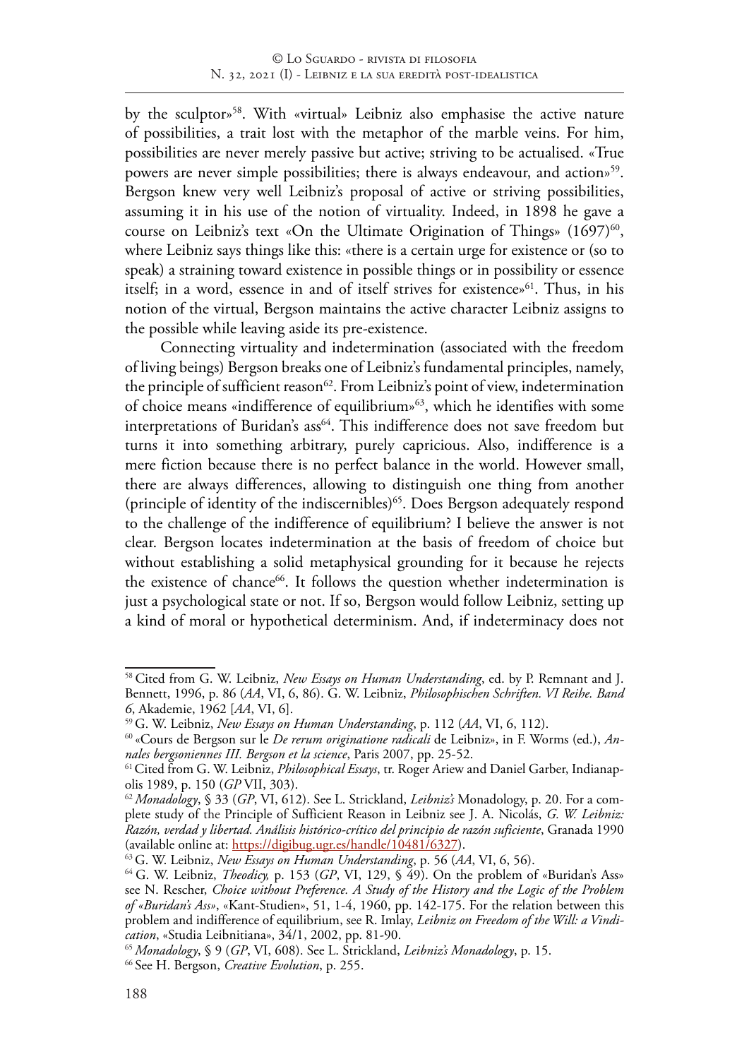by the sculptor»[58]. With «virtual» Leibniz also emphasise the active nature of possibilities, a trait lost with the metaphor of the marble veins. For him, possibilities are never merely passive but active; striving to be actualised. «True powers are never simple possibilities; there is always endeavour, and action»[59]. Bergson knew very well Leibniz's proposal of active or striving possibilities, assuming it in his use of the notion of virtuality. Indeed, in 1898 he gave a course on Leibniz's text «On the Ultimate Origination of Things» (1697)[60], where Leibniz says things like this: «there is a certain urge for existence or (so to speak) a straining toward existence in possible things or in possibility or essence itself; in a word, essence in and of itself strives for existence»[61]. Thus, in his notion of the virtual, Bergson maintains the active character Leibniz assigns to the possible while leaving aside its pre-existence.

Connecting virtuality and indetermination (associated with the freedom of living beings) Bergson breaks one of Leibniz's fundamental principles, namely, the principle of sufficient reason[62]. From Leibniz's point of view, indetermination of choice means «indifference of equilibrium»[63], which he identifies with some interpretations of Buridan's ass[64]. This indifference does not save freedom but turns it into something arbitrary, purely capricious. Also, indifference is a mere fiction because there is no perfect balance in the world. However small, there are always differences, allowing to distinguish one thing from another (principle of identity of the indiscernibles)[65]. Does Bergson adequately respond to the challenge of the indifference of equilibrium? I believe the answer is not clear. Bergson locates indetermination at the basis of freedom of choice but without establishing a solid metaphysical grounding for it because he rejects the existence of chance[66]. It follows the question whether indetermination is just a psychological state or not. If so, Bergson would follow Leibniz, setting up a kind of moral or hypothetical determinism. And, if indeterminacy does not

---

[58] Cited from G. W. Leibniz, *New Essays on Human Understanding*, ed. by P. Remnant and J. Bennett, 1996, p. 86 (*AA*, VI, 6, 86). G. W. Leibniz, *Philosophischen Schriften. VI Reihe. Band 6*, Akademie, 1962 [*AA*, VI, 6].

[59] G. W. Leibniz, *New Essays on Human Understanding*, p. 112 (*AA*, VI, 6, 112).

[60] «Cours de Bergson sur le *De rerum originatione radicali* de Leibniz», in F. Worms (ed.), *Annales bergsoniennes III. Bergson et la science*, Paris 2007, pp. 25-52.

[61] Cited from G. W. Leibniz, *Philosophical Essays*, tr. Roger Ariew and Daniel Garber, Indianapolis 1989, p. 150 (*GP* VII, 303).

[62] *Monadology*, § 33 (*GP*, VI, 612). See L. Strickland, *Leibniz's* Monadology, p. 20. For a complete study of the Principle of Sufficient Reason in Leibniz see J. A. Nicolás, *G. W. Leibniz: Razón, verdad y libertad. Análisis histórico-crítico del principio de razón suficiente*, Granada 1990 (available online at: https://digibug.ugr.es/handle/10481/6327).

[63] G. W. Leibniz, *New Essays on Human Understanding*, p. 56 (*AA*, VI, 6, 56).

[64] G. W. Leibniz, *Theodicy,* p. 153 (*GP*, VI, 129, § 49). On the problem of «Buridan's Ass» see N. Rescher, *Choice without Preference. A Study of the History and the Logic of the Problem of «Buridan's Ass»*, «Kant-Studien», 51, 1-4, 1960, pp. 142-175. For the relation between this problem and indifference of equilibrium, see R. Imlay, *Leibniz on Freedom of the Will: a Vindication*, «Studia Leibnitiana», 34/1, 2002, pp. 81-90.

[65] *Monadology*, § 9 (*GP*, VI, 608). See L. Strickland, *Leibniz's Monadology*, p. 15.

[66] See H. Bergson, *Creative Evolution*, p. 255.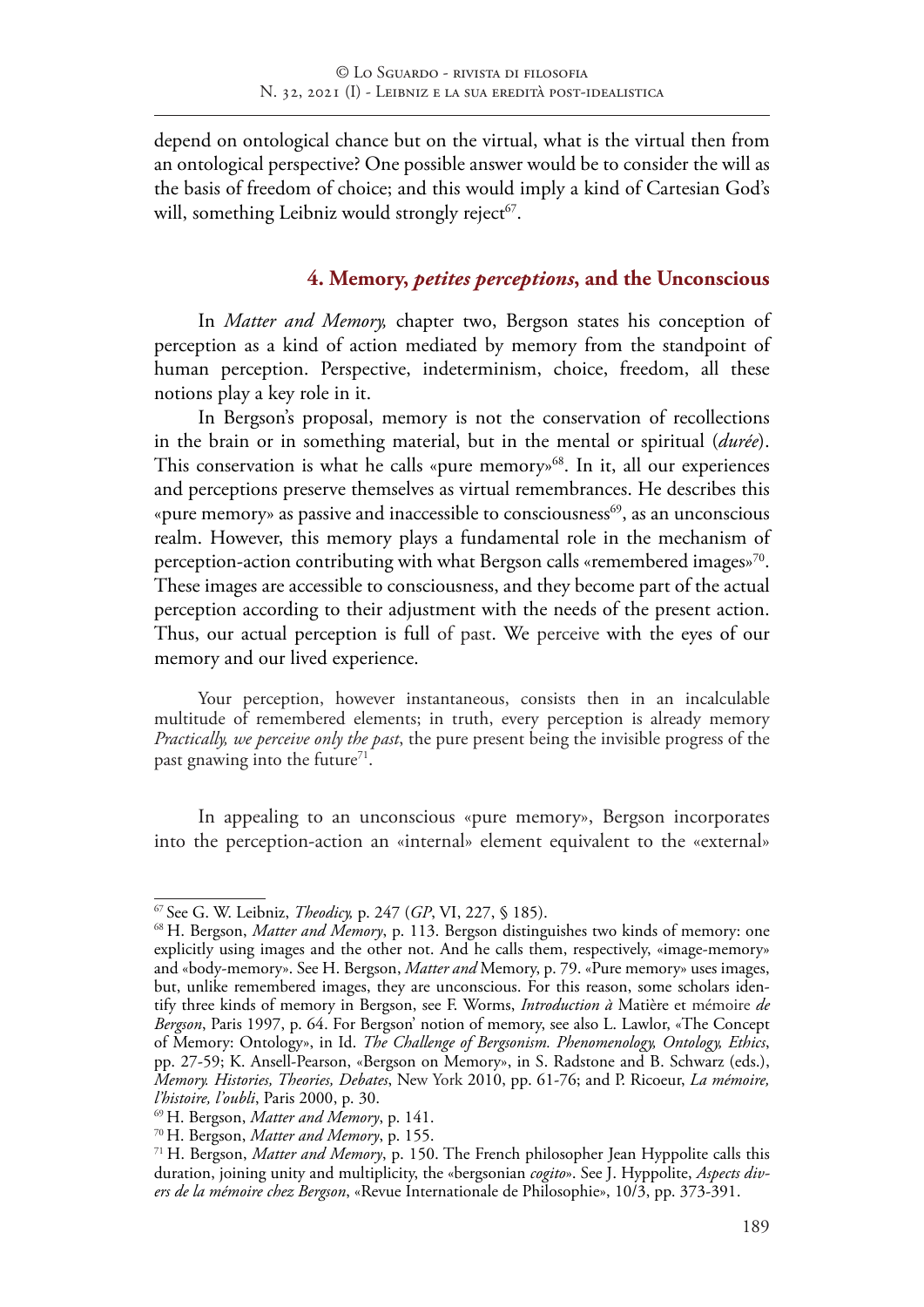depend on ontological chance but on the virtual, what is the virtual then from an ontological perspective? One possible answer would be to consider the will as the basis of freedom of choice; and this would imply a kind of Cartesian God's will, something Leibniz would strongly reject[67].

## 4. Memory, *petites perceptions*, and the Unconscious

In *Matter and Memory,* chapter two, Bergson states his conception of perception as a kind of action mediated by memory from the standpoint of human perception. Perspective, indeterminism, choice, freedom, all these notions play a key role in it.

In Bergson's proposal, memory is not the conservation of recollections in the brain or in something material, but in the mental or spiritual (*durée*). This conservation is what he calls «pure memory»[68]. In it, all our experiences and perceptions preserve themselves as virtual remembrances. He describes this «pure memory» as passive and inaccessible to consciousness[69], as an unconscious realm. However, this memory plays a fundamental role in the mechanism of perception-action contributing with what Bergson calls «remembered images»[70]. These images are accessible to consciousness, and they become part of the actual perception according to their adjustment with the needs of the present action. Thus, our actual perception is full of past. We perceive with the eyes of our memory and our lived experience.

> Your perception, however instantaneous, consists then in an incalculable multitude of remembered elements; in truth, every perception is already memory *Practically, we perceive only the past*, the pure present being the invisible progress of the past gnawing into the future[71].

In appealing to an unconscious «pure memory», Bergson incorporates into the perception-action an «internal» element equivalent to the «external»

---

[67] See G. W. Leibniz, *Theodicy,* p. 247 (*GP*, VI, 227, § 185).

[68] H. Bergson, *Matter and Memory*, p. 113. Bergson distinguishes two kinds of memory: one explicitly using images and the other not. And he calls them, respectively, «image-memory» and «body-memory». See H. Bergson, *Matter and* Memory, p. 79. «Pure memory» uses images, but, unlike remembered images, they are unconscious. For this reason, some scholars identify three kinds of memory in Bergson, see F. Worms, *Introduction à* Matière et mémoire *de Bergson*, Paris 1997, p. 64. For Bergson' notion of memory, see also L. Lawlor, «The Concept of Memory: Ontology», in Id. *The Challenge of Bergsonism. Phenomenology, Ontology, Ethics*, pp. 27-59; K. Ansell-Pearson, «Bergson on Memory», in S. Radstone and B. Schwarz (eds.), *Memory. Histories, Theories, Debates*, New York 2010, pp. 61-76; and P. Ricoeur, *La mémoire, l'histoire, l'oubli*, Paris 2000, p. 30.

[69] H. Bergson, *Matter and Memory*, p. 141.

[70] H. Bergson, *Matter and Memory*, p. 155.

[71] H. Bergson, *Matter and Memory*, p. 150. The French philosopher Jean Hyppolite calls this duration, joining unity and multiplicity, the «bergsonian *cogito*». See J. Hyppolite, *Aspects divers de la mémoire chez Bergson*, «Revue Internationale de Philosophie», 10/3, pp. 373-391.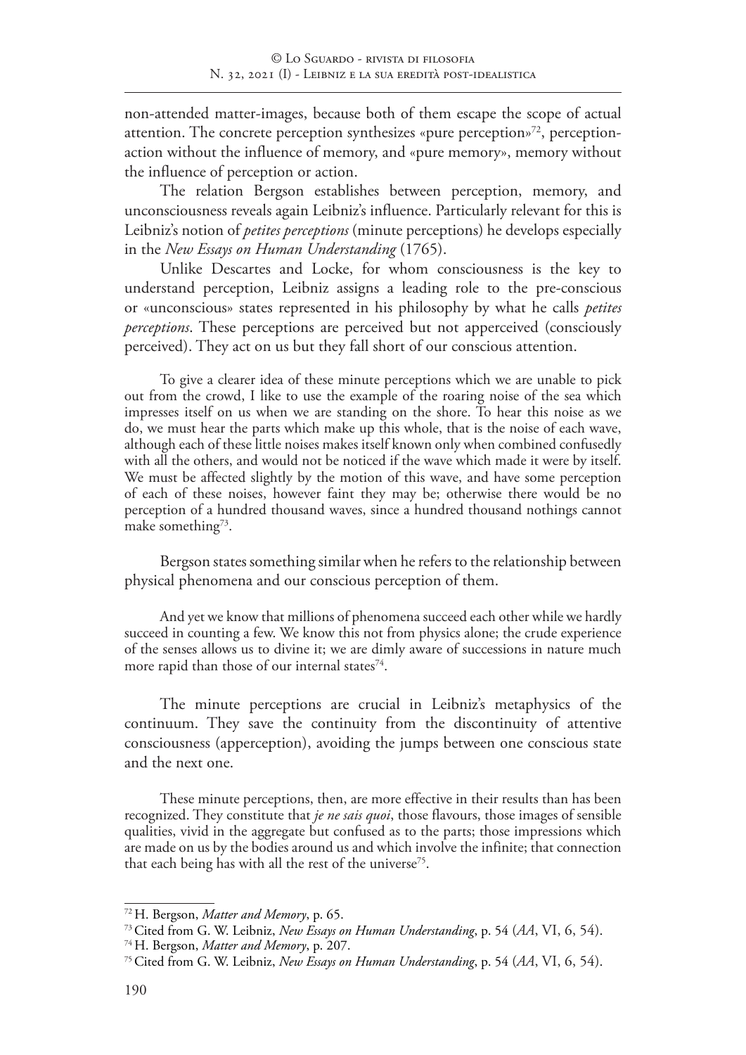non-attended matter-images, because both of them escape the scope of actual attention. The concrete perception synthesizes «pure perception»[72], perception-action without the influence of memory, and «pure memory», memory without the influence of perception or action.

The relation Bergson establishes between perception, memory, and unconsciousness reveals again Leibniz's influence. Particularly relevant for this is Leibniz's notion of *petites perceptions* (minute perceptions) he develops especially in the *New Essays on Human Understanding* (1765).

Unlike Descartes and Locke, for whom consciousness is the key to understand perception, Leibniz assigns a leading role to the pre-conscious or «unconscious» states represented in his philosophy by what he calls *petites perceptions*. These perceptions are perceived but not apperceived (consciously perceived). They act on us but they fall short of our conscious attention.

> To give a clearer idea of these minute perceptions which we are unable to pick out from the crowd, I like to use the example of the roaring noise of the sea which impresses itself on us when we are standing on the shore. To hear this noise as we do, we must hear the parts which make up this whole, that is the noise of each wave, although each of these little noises makes itself known only when combined confusedly with all the others, and would not be noticed if the wave which made it were by itself. We must be affected slightly by the motion of this wave, and have some perception of each of these noises, however faint they may be; otherwise there would be no perception of a hundred thousand waves, since a hundred thousand nothings cannot make something[73].

Bergson states something similar when he refers to the relationship between physical phenomena and our conscious perception of them.

> And yet we know that millions of phenomena succeed each other while we hardly succeed in counting a few. We know this not from physics alone; the crude experience of the senses allows us to divine it; we are dimly aware of successions in nature much more rapid than those of our internal states[74].

The minute perceptions are crucial in Leibniz's metaphysics of the continuum. They save the continuity from the discontinuity of attentive consciousness (apperception), avoiding the jumps between one conscious state and the next one.

> These minute perceptions, then, are more effective in their results than has been recognized. They constitute that *je ne sais quoi*, those flavours, those images of sensible qualities, vivid in the aggregate but confused as to the parts; those impressions which are made on us by the bodies around us and which involve the infinite; that connection that each being has with all the rest of the universe[75].

---

[72] H. Bergson, *Matter and Memory*, p. 65.

[73] Cited from G. W. Leibniz, *New Essays on Human Understanding*, p. 54 (*AA*, VI, 6, 54).

[74] H. Bergson, *Matter and Memory*, p. 207.

[75] Cited from G. W. Leibniz, *New Essays on Human Understanding*, p. 54 (*AA*, VI, 6, 54).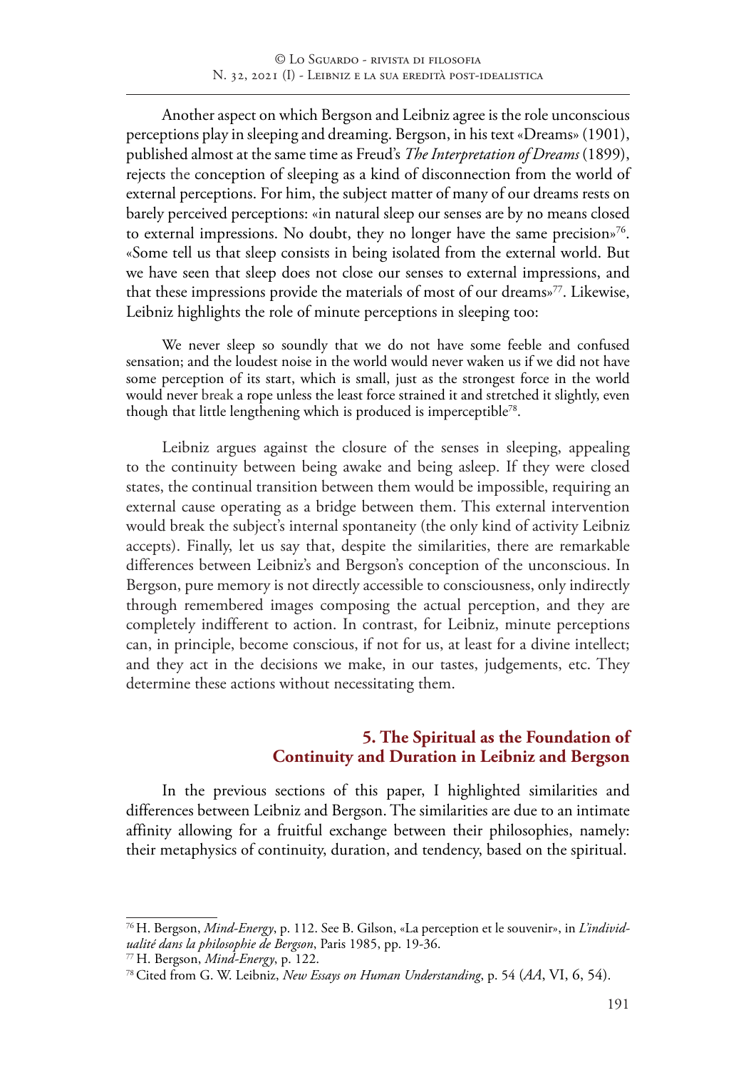Another aspect on which Bergson and Leibniz agree is the role unconscious perceptions play in sleeping and dreaming. Bergson, in his text «Dreams» (1901), published almost at the same time as Freud's *The Interpretation of Dreams* (1899), rejects the conception of sleeping as a kind of disconnection from the world of external perceptions. For him, the subject matter of many of our dreams rests on barely perceived perceptions: «in natural sleep our senses are by no means closed to external impressions. No doubt, they no longer have the same precision»[76]. «Some tell us that sleep consists in being isolated from the external world. But we have seen that sleep does not close our senses to external impressions, and that these impressions provide the materials of most of our dreams»[77]. Likewise, Leibniz highlights the role of minute perceptions in sleeping too:

> We never sleep so soundly that we do not have some feeble and confused sensation; and the loudest noise in the world would never waken us if we did not have some perception of its start, which is small, just as the strongest force in the world would never break a rope unless the least force strained it and stretched it slightly, even though that little lengthening which is produced is imperceptible[78].

Leibniz argues against the closure of the senses in sleeping, appealing to the continuity between being awake and being asleep. If they were closed states, the continual transition between them would be impossible, requiring an external cause operating as a bridge between them. This external intervention would break the subject's internal spontaneity (the only kind of activity Leibniz accepts). Finally, let us say that, despite the similarities, there are remarkable differences between Leibniz's and Bergson's conception of the unconscious. In Bergson, pure memory is not directly accessible to consciousness, only indirectly through remembered images composing the actual perception, and they are completely indifferent to action. In contrast, for Leibniz, minute perceptions can, in principle, become conscious, if not for us, at least for a divine intellect; and they act in the decisions we make, in our tastes, judgements, etc. They determine these actions without necessitating them.

## 5. The Spiritual as the Foundation of Continuity and Duration in Leibniz and Bergson

In the previous sections of this paper, I highlighted similarities and differences between Leibniz and Bergson. The similarities are due to an intimate affinity allowing for a fruitful exchange between their philosophies, namely: their metaphysics of continuity, duration, and tendency, based on the spiritual.

---

[76] H. Bergson, *Mind-Energy*, p. 112. See B. Gilson, «La perception et le souvenir», in *L'individualité dans la philosophie de Bergson*, Paris 1985, pp. 19-36.

[77] H. Bergson, *Mind-Energy*, p. 122.

[78] Cited from G. W. Leibniz, *New Essays on Human Understanding*, p. 54 (*AA*, VI, 6, 54).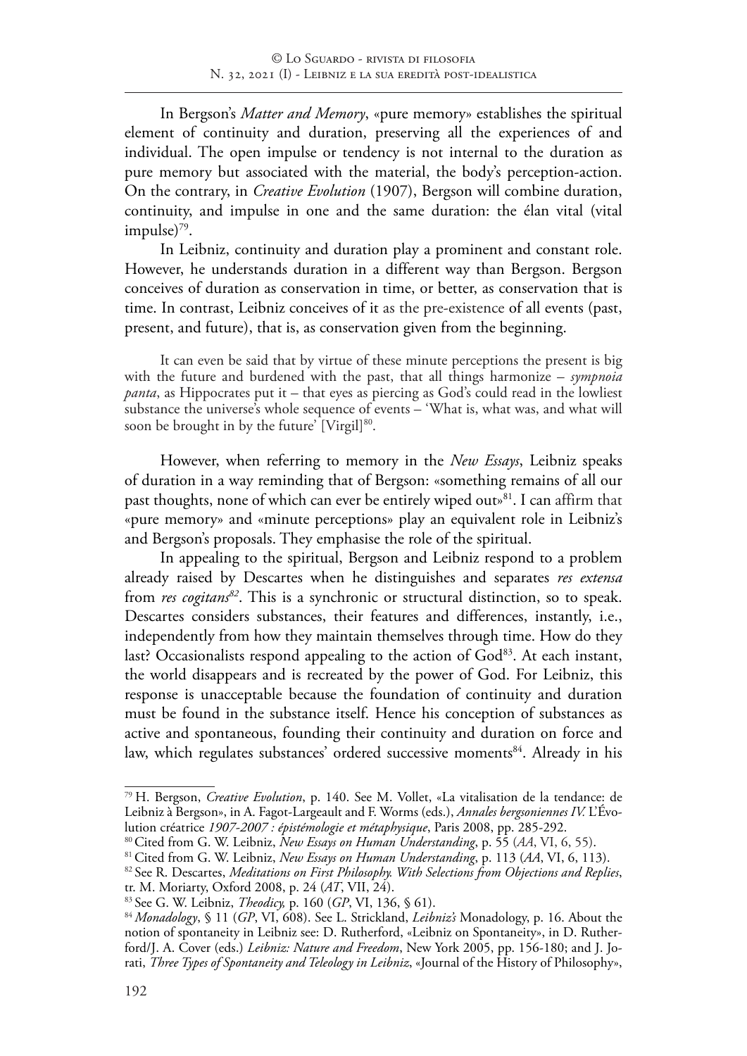In Bergson's *Matter and Memory*, «pure memory» establishes the spiritual element of continuity and duration, preserving all the experiences of and individual. The open impulse or tendency is not internal to the duration as pure memory but associated with the material, the body's perception-action. On the contrary, in *Creative Evolution* (1907), Bergson will combine duration, continuity, and impulse in one and the same duration: the élan vital (vital impulse)[79].

In Leibniz, continuity and duration play a prominent and constant role. However, he understands duration in a different way than Bergson. Bergson conceives of duration as conservation in time, or better, as conservation that is time. In contrast, Leibniz conceives of it as the pre-existence of all events (past, present, and future), that is, as conservation given from the beginning.

> It can even be said that by virtue of these minute perceptions the present is big with the future and burdened with the past, that all things harmonize – *sympnoia panta*, as Hippocrates put it – that eyes as piercing as God's could read in the lowliest substance the universe's whole sequence of events – 'What is, what was, and what will soon be brought in by the future' [Virgil][80].

However, when referring to memory in the *New Essays*, Leibniz speaks of duration in a way reminding that of Bergson: «something remains of all our past thoughts, none of which can ever be entirely wiped out»[81]. I can affirm that «pure memory» and «minute perceptions» play an equivalent role in Leibniz's and Bergson's proposals. They emphasise the role of the spiritual.

In appealing to the spiritual, Bergson and Leibniz respond to a problem already raised by Descartes when he distinguishes and separates *res extensa* from *res cogitans*[82]. This is a synchronic or structural distinction, so to speak. Descartes considers substances, their features and differences, instantly, i.e., independently from how they maintain themselves through time. How do they last? Occasionalists respond appealing to the action of God[83]. At each instant, the world disappears and is recreated by the power of God. For Leibniz, this response is unacceptable because the foundation of continuity and duration must be found in the substance itself. Hence his conception of substances as active and spontaneous, founding their continuity and duration on force and law, which regulates substances' ordered successive moments[84]. Already in his

---

[79] H. Bergson, *Creative Evolution*, p. 140. See M. Vollet, «La vitalisation de la tendance: de Leibniz à Bergson», in A. Fagot-Largeault and F. Worms (eds.), *Annales bergsoniennes IV.* L'Évolution créatrice *1907-2007 : épistémologie et métaphysique*, Paris 2008, pp. 285-292.

[80] Cited from G. W. Leibniz, *New Essays on Human Understanding*, p. 55 (*AA*, VI, 6, 55).

[81] Cited from G. W. Leibniz, *New Essays on Human Understanding*, p. 113 (*AA*, VI, 6, 113).

[82] See R. Descartes, *Meditations on First Philosophy. With Selections from Objections and Replies*, tr. M. Moriarty, Oxford 2008, p. 24 (*AT*, VII, 24).

[83] See G. W. Leibniz, *Theodicy,* p. 160 (*GP*, VI, 136, § 61).

[84] *Monadology*, § 11 (*GP*, VI, 608). See L. Strickland, *Leibniz's* Monadology, p. 16. About the notion of spontaneity in Leibniz see: D. Rutherford, «Leibniz on Spontaneity», in D. Rutherford/J. A. Cover (eds.) *Leibniz: Nature and Freedom*, New York 2005, pp. 156-180; and J. Jorati, *Three Types of Spontaneity and Teleology in Leibniz*, «Journal of the History of Philosophy»,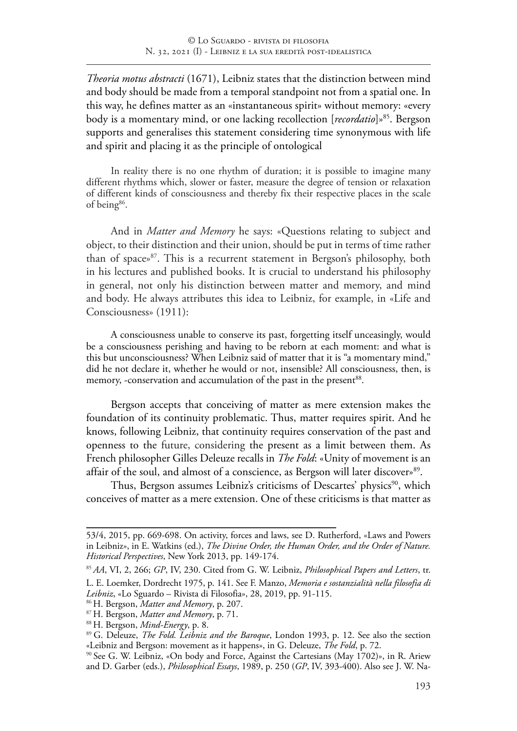*Theoria motus abstracti* (1671), Leibniz states that the distinction between mind and body should be made from a temporal standpoint not from a spatial one. In this way, he defines matter as an «instantaneous spirit» without memory: «every body is a momentary mind, or one lacking recollection [*recordatio*]»[85]. Bergson supports and generalises this statement considering time synonymous with life and spirit and placing it as the principle of ontological

> In reality there is no one rhythm of duration; it is possible to imagine many different rhythms which, slower or faster, measure the degree of tension or relaxation of different kinds of consciousness and thereby fix their respective places in the scale of being[86].

And in *Matter and Memory* he says: «Questions relating to subject and object, to their distinction and their union, should be put in terms of time rather than of space»[87]. This is a recurrent statement in Bergson's philosophy, both in his lectures and published books. It is crucial to understand his philosophy in general, not only his distinction between matter and memory, and mind and body. He always attributes this idea to Leibniz, for example, in «Life and Consciousness» (1911):

> A consciousness unable to conserve its past, forgetting itself unceasingly, would be a consciousness perishing and having to be reborn at each moment: and what is this but unconsciousness? When Leibniz said of matter that it is "a momentary mind," did he not declare it, whether he would or not, insensible? All consciousness, then, is memory, -conservation and accumulation of the past in the present[88].

Bergson accepts that conceiving of matter as mere extension makes the foundation of its continuity problematic. Thus, matter requires spirit. And he knows, following Leibniz, that continuity requires conservation of the past and openness to the future, considering the present as a limit between them. As French philosopher Gilles Deleuze recalls in *The Fold*: «Unity of movement is an affair of the soul, and almost of a conscience, as Bergson will later discover»[89].

Thus, Bergson assumes Leibniz's criticisms of Descartes' physics[90], which conceives of matter as a mere extension. One of these criticisms is that matter as

---

53/4, 2015, pp. 669-698. On activity, forces and laws, see D. Rutherford, «Laws and Powers in Leibniz», in E. Watkins (ed.), *The Divine Order, the Human Order, and the Order of Nature. Historical Perspectives*, New York 2013, pp. 149-174.

[85] *AA*, VI, 2, 266; *GP*, IV, 230. Cited from G. W. Leibniz, *Philosophical Papers and Letters*, tr. L. E. Loemker, Dordrecht 1975, p. 141. See F. Manzo, *Memoria e sostanzialità nella filosofia di Leibniz*, «Lo Sguardo – Rivista di Filosofia», 28, 2019, pp. 91-115.

[86] H. Bergson, *Matter and Memory*, p. 207.

[87] H. Bergson, *Matter and Memory*, p. 71.

[88] H. Bergson, *Mind-Energy*, p. 8.

[89] G. Deleuze, *The Fold. Leibniz and the Baroque*, London 1993, p. 12. See also the section «Leibniz and Bergson: movement as it happens», in G. Deleuze, *The Fold*, p. 72.

[90] See G. W. Leibniz, «On body and Force, Against the Cartesians (May 1702)», in R. Ariew and D. Garber (eds.), *Philosophical Essays*, 1989, p. 250 (*GP*, IV, 393-400). Also see J. W. Na-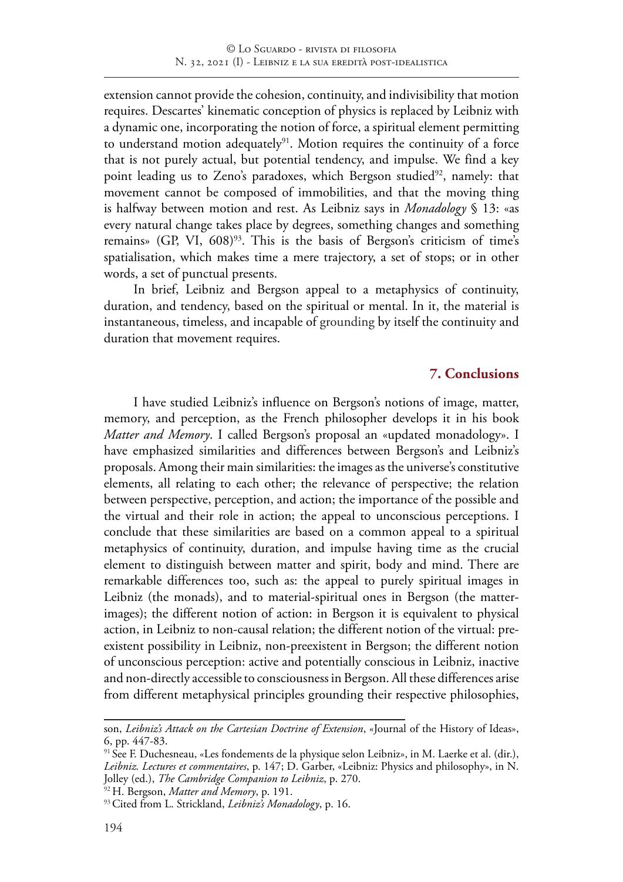extension cannot provide the cohesion, continuity, and indivisibility that motion requires. Descartes' kinematic conception of physics is replaced by Leibniz with a dynamic one, incorporating the notion of force, a spiritual element permitting to understand motion adequately[91]. Motion requires the continuity of a force that is not purely actual, but potential tendency, and impulse. We find a key point leading us to Zeno's paradoxes, which Bergson studied[92], namely: that movement cannot be composed of immobilities, and that the moving thing is halfway between motion and rest. As Leibniz says in *Monadology* § 13: «as every natural change takes place by degrees, something changes and something remains» (GP, VI, 608)[93]. This is the basis of Bergson's criticism of time's spatialisation, which makes time a mere trajectory, a set of stops; or in other words, a set of punctual presents.

In brief, Leibniz and Bergson appeal to a metaphysics of continuity, duration, and tendency, based on the spiritual or mental. In it, the material is instantaneous, timeless, and incapable of grounding by itself the continuity and duration that movement requires.

## 7. Conclusions

I have studied Leibniz's influence on Bergson's notions of image, matter, memory, and perception, as the French philosopher develops it in his book *Matter and Memory*. I called Bergson's proposal an «updated monadology». I have emphasized similarities and differences between Bergson's and Leibniz's proposals. Among their main similarities: the images as the universe's constitutive elements, all relating to each other; the relevance of perspective; the relation between perspective, perception, and action; the importance of the possible and the virtual and their role in action; the appeal to unconscious perceptions. I conclude that these similarities are based on a common appeal to a spiritual metaphysics of continuity, duration, and impulse having time as the crucial element to distinguish between matter and spirit, body and mind. There are remarkable differences too, such as: the appeal to purely spiritual images in Leibniz (the monads), and to material-spiritual ones in Bergson (the matter-images); the different notion of action: in Bergson it is equivalent to physical action, in Leibniz to non-causal relation; the different notion of the virtual: pre-existent possibility in Leibniz, non-preexistent in Bergson; the different notion of unconscious perception: active and potentially conscious in Leibniz, inactive and non-directly accessible to consciousness in Bergson. All these differences arise from different metaphysical principles grounding their respective philosophies,

---

son, *Leibniz's Attack on the Cartesian Doctrine of Extension*, «Journal of the History of Ideas», 6, pp. 447-83.

[91] See F. Duchesneau, «Les fondements de la physique selon Leibniz», in M. Laerke et al. (dir.), *Leibniz. Lectures et commentaires*, p. 147; D. Garber, «Leibniz: Physics and philosophy», in N. Jolley (ed.), *The Cambridge Companion to Leibniz*, p. 270.

[92] H. Bergson, *Matter and Memory*, p. 191.

[93] Cited from L. Strickland, *Leibniz's Monadology*, p. 16.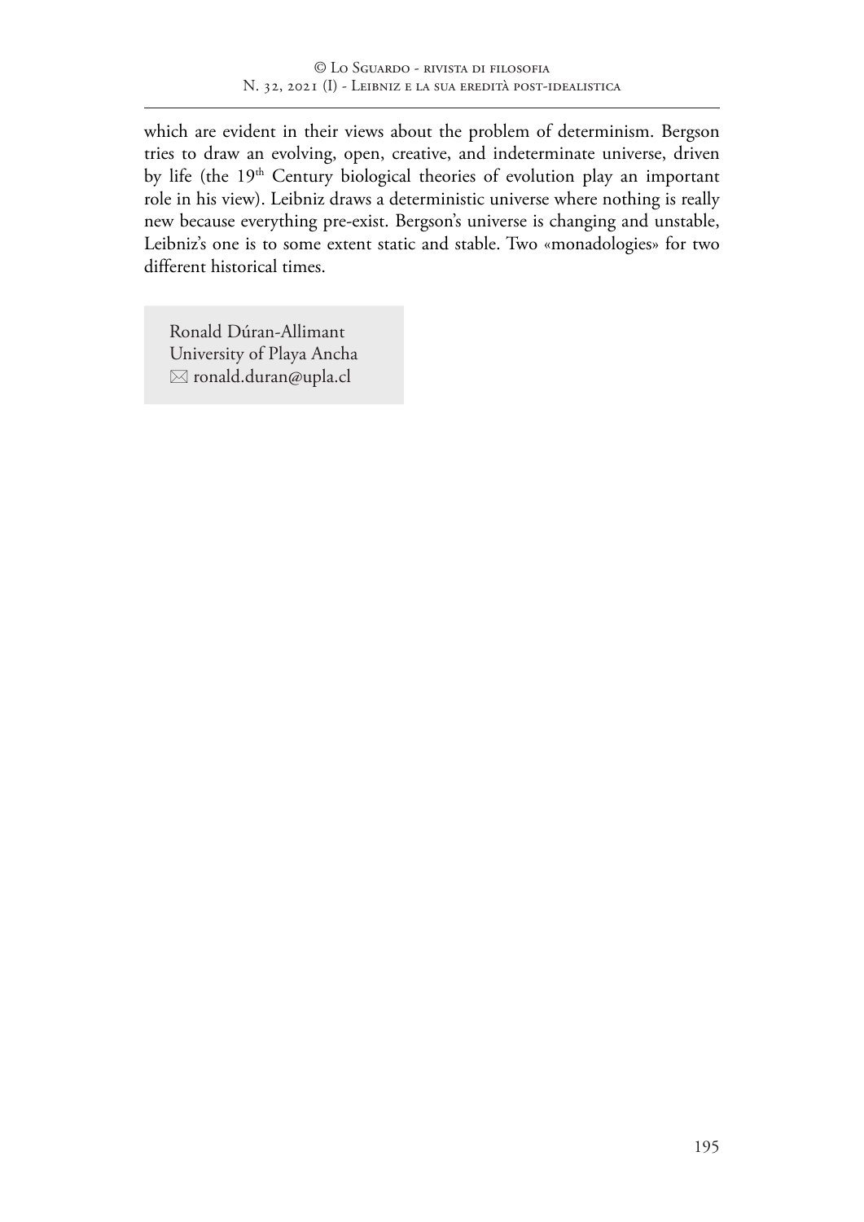which are evident in their views about the problem of determinism. Bergson tries to draw an evolving, open, creative, and indeterminate universe, driven by life (the 19th Century biological theories of evolution play an important role in his view). Leibniz draws a deterministic universe where nothing is really new because everything pre-exist. Bergson's universe is changing and unstable, Leibniz's one is to some extent static and stable. Two «monadologies» for two different historical times.

Ronald Dúran-Allimant
University of Playa Ancha
✉ ronald.duran@upla.cl